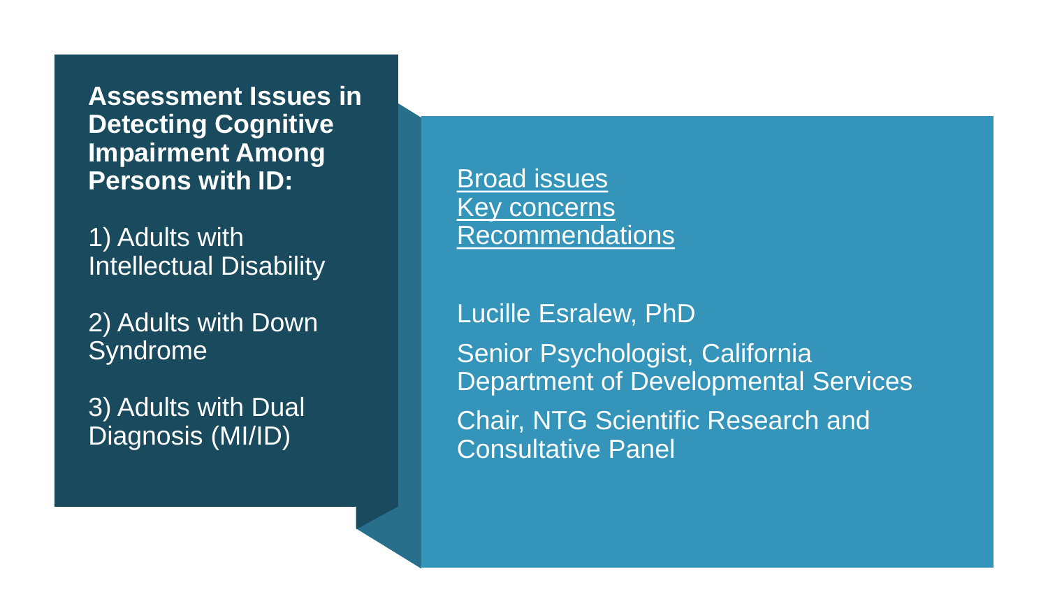# Assessment Issues in Detecting Cognitive Impairment Among Persons with ID:

1) Adults with Intellectual Disability

2) Adults with Down Syndrome

3) Adults with Dual Diagnosis (MI/ID)

<u>Broad issues</u>
<u>Key concerns</u>
<u>Recommendations</u>

Lucille Esralew, PhD

Senior Psychologist, California Department of Developmental Services

Chair, NTG Scientific Research and Consultative Panel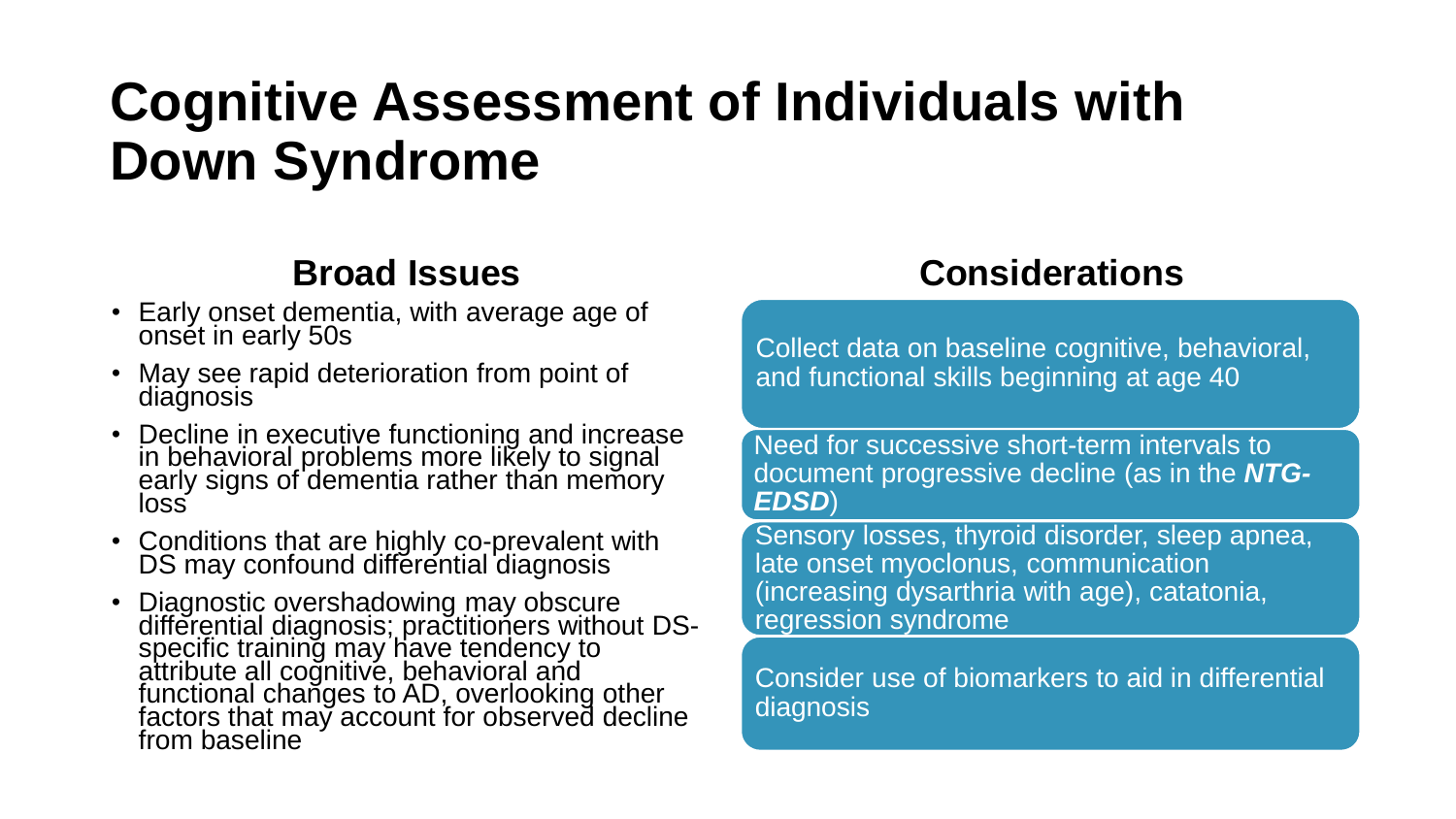# Cognitive Assessment of Individuals with Down Syndrome

## Broad Issues

- Early onset dementia, with average age of onset in early 50s
- May see rapid deterioration from point of diagnosis
- Decline in executive functioning and increase in behavioral problems more likely to signal early signs of dementia rather than memory loss
- Conditions that are highly co-prevalent with DS may confound differential diagnosis
- Diagnostic overshadowing may obscure differential diagnosis; practitioners without DS-specific training may have tendency to attribute all cognitive, behavioral and functional changes to AD, overlooking other factors that may account for observed decline from baseline

## Considerations

- Collect data on baseline cognitive, behavioral, and functional skills beginning at age 40
- Need for successive short-term intervals to document progressive decline (as in the ***NTG-EDSD***)
- Sensory losses, thyroid disorder, sleep apnea, late onset myoclonus, communication (increasing dysarthria with age), catatonia, regression syndrome
- Consider use of biomarkers to aid in differential diagnosis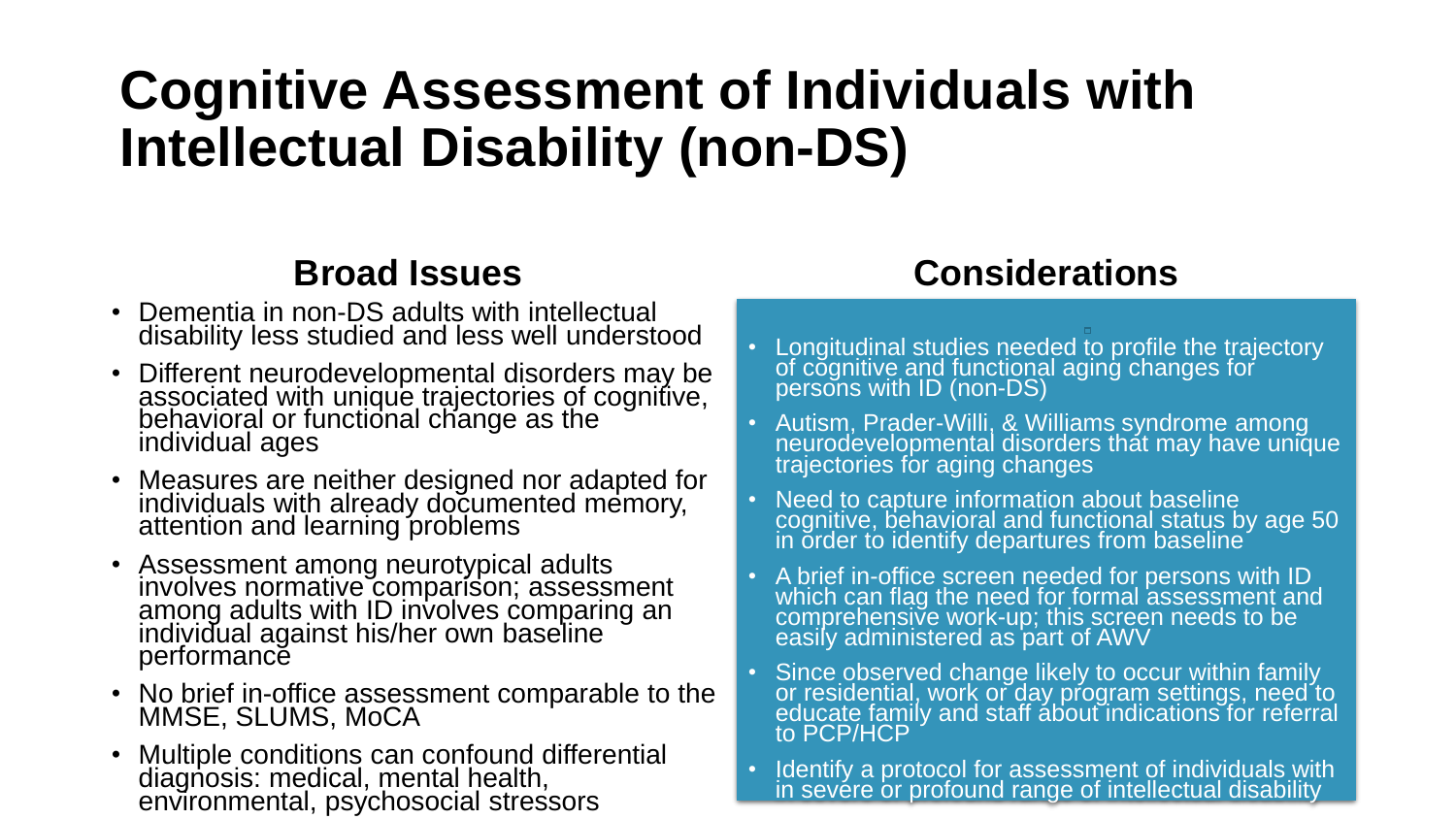# Cognitive Assessment of Individuals with Intellectual Disability (non-DS)

## Broad Issues

- Dementia in non-DS adults with intellectual disability less studied and less well understood
- Different neurodevelopmental disorders may be associated with unique trajectories of cognitive, behavioral or functional change as the individual ages
- Measures are neither designed nor adapted for individuals with already documented memory, attention and learning problems
- Assessment among neurotypical adults involves normative comparison; assessment among adults with ID involves comparing an individual against his/her own baseline performance
- No brief in-office assessment comparable to the MMSE, SLUMS, MoCA
- Multiple conditions can confound differential diagnosis: medical, mental health, environmental, psychosocial stressors

## Considerations

- Longitudinal studies needed to profile the trajectory of cognitive and functional aging changes for persons with ID (non-DS)
- Autism, Prader-Willi, & Williams syndrome among neurodevelopmental disorders that may have unique trajectories for aging changes
- Need to capture information about baseline cognitive, behavioral and functional status by age 50 in order to identify departures from baseline
- A brief in-office screen needed for persons with ID which can flag the need for formal assessment and comprehensive work-up; this screen needs to be easily administered as part of AWV
- Since observed change likely to occur within family or residential, work or day program settings, need to educate family and staff about indications for referral to PCP/HCP
- Identify a protocol for assessment of individuals with in severe or profound range of intellectual disability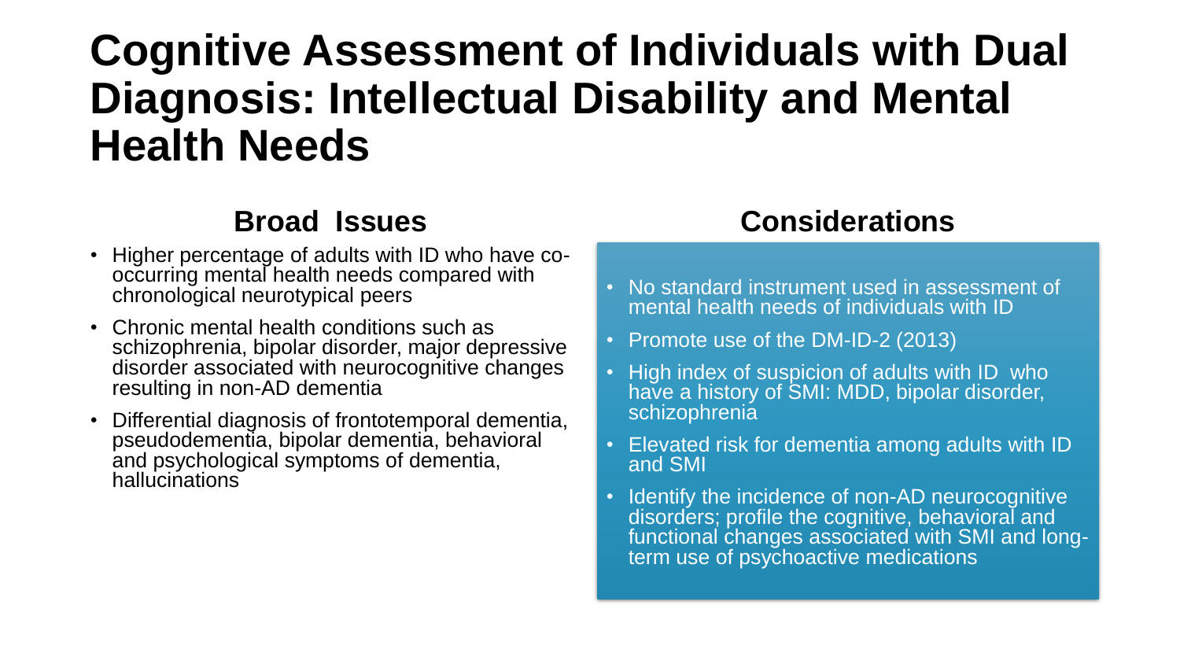# Cognitive Assessment of Individuals with Dual Diagnosis: Intellectual Disability and Mental Health Needs

## Broad Issues

- Higher percentage of adults with ID who have co-occurring mental health needs compared with chronological neurotypical peers
- Chronic mental health conditions such as schizophrenia, bipolar disorder, major depressive disorder associated with neurocognitive changes resulting in non-AD dementia
- Differential diagnosis of frontotemporal dementia, pseudodementia, bipolar dementia, behavioral and psychological symptoms of dementia, hallucinations

## Considerations

- No standard instrument used in assessment of mental health needs of individuals with ID
- Promote use of the DM-ID-2 (2013)
- High index of suspicion of adults with ID who have a history of SMI: MDD, bipolar disorder, schizophrenia
- Elevated risk for dementia among adults with ID and SMI
- Identify the incidence of non-AD neurocognitive disorders; profile the cognitive, behavioral and functional changes associated with SMI and long-term use of psychoactive medications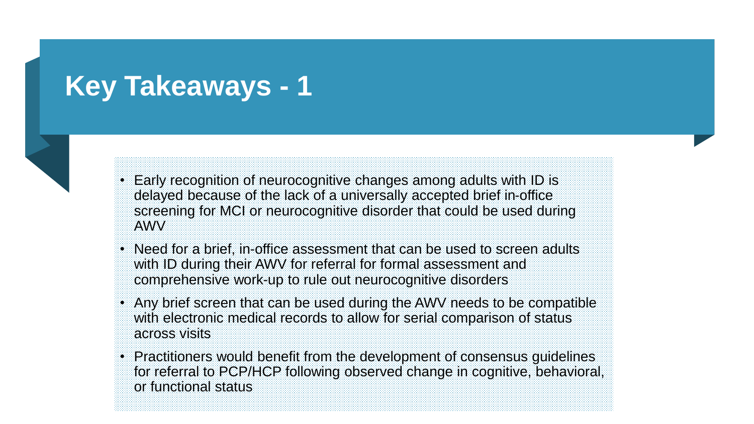# Key Takeaways - 1

- Early recognition of neurocognitive changes among adults with ID is delayed because of the lack of a universally accepted brief in-office screening for MCI or neurocognitive disorder that could be used during AWV
- Need for a brief, in-office assessment that can be used to screen adults with ID during their AWV for referral for formal assessment and comprehensive work-up to rule out neurocognitive disorders
- Any brief screen that can be used during the AWV needs to be compatible with electronic medical records to allow for serial comparison of status across visits
- Practitioners would benefit from the development of consensus guidelines for referral to PCP/HCP following observed change in cognitive, behavioral, or functional status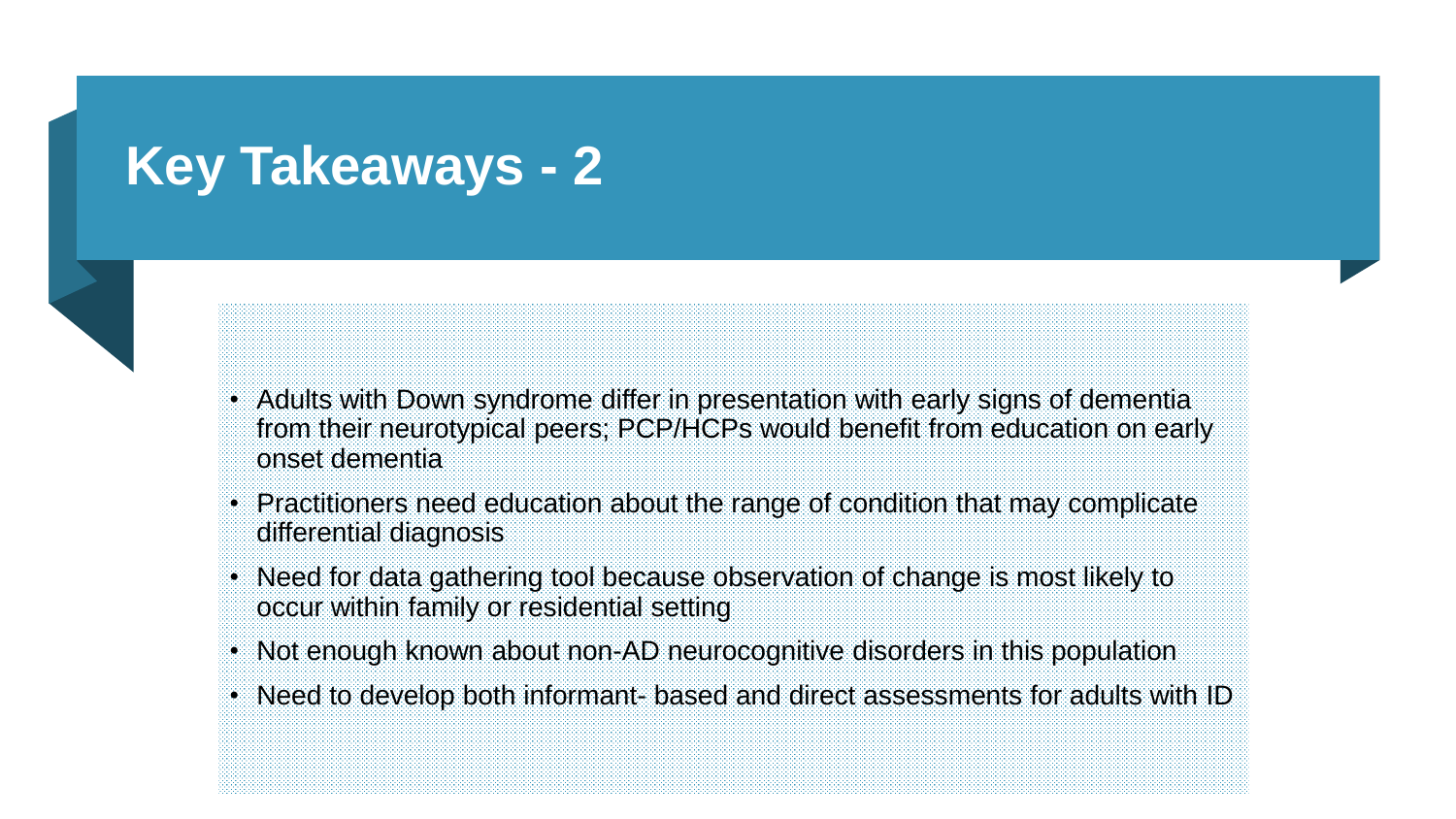# Key Takeaways - 2

- Adults with Down syndrome differ in presentation with early signs of dementia from their neurotypical peers; PCP/HCPs would benefit from education on early onset dementia
- Practitioners need education about the range of condition that may complicate differential diagnosis
- Need for data gathering tool because observation of change is most likely to occur within family or residential setting
- Not enough known about non-AD neurocognitive disorders in this population
- Need to develop both informant- based and direct assessments for adults with ID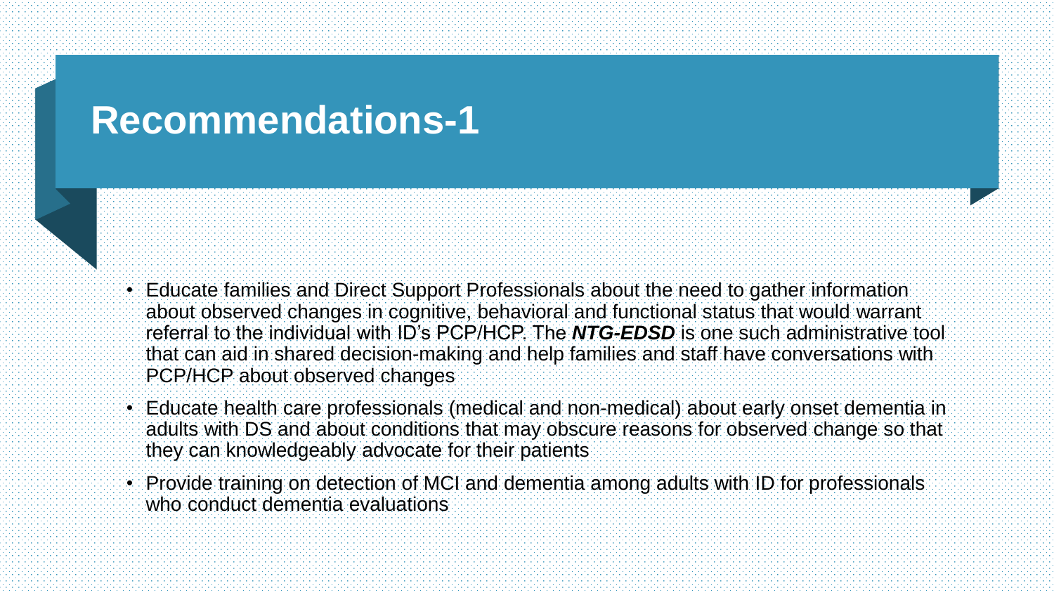# Recommendations-1

- Educate families and Direct Support Professionals about the need to gather information about observed changes in cognitive, behavioral and functional status that would warrant referral to the individual with ID's PCP/HCP. The ***NTG-EDSD*** is one such administrative tool that can aid in shared decision-making and help families and staff have conversations with PCP/HCP about observed changes
- Educate health care professionals (medical and non-medical) about early onset dementia in adults with DS and about conditions that may obscure reasons for observed change so that they can knowledgeably advocate for their patients
- Provide training on detection of MCI and dementia among adults with ID for professionals who conduct dementia evaluations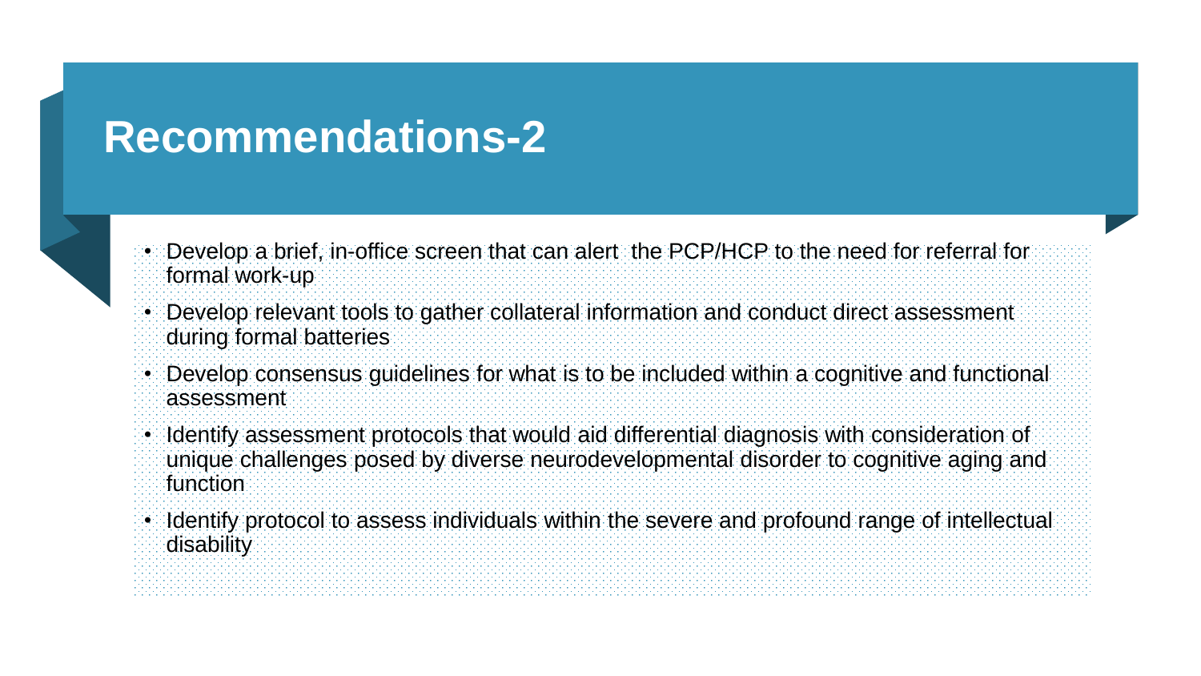# Recommendations-2

- Develop a brief, in-office screen that can alert the PCP/HCP to the need for referral for formal work-up
- Develop relevant tools to gather collateral information and conduct direct assessment during formal batteries
- Develop consensus guidelines for what is to be included within a cognitive and functional assessment
- Identify assessment protocols that would aid differential diagnosis with consideration of unique challenges posed by diverse neurodevelopmental disorder to cognitive aging and function
- Identify protocol to assess individuals within the severe and profound range of intellectual disability